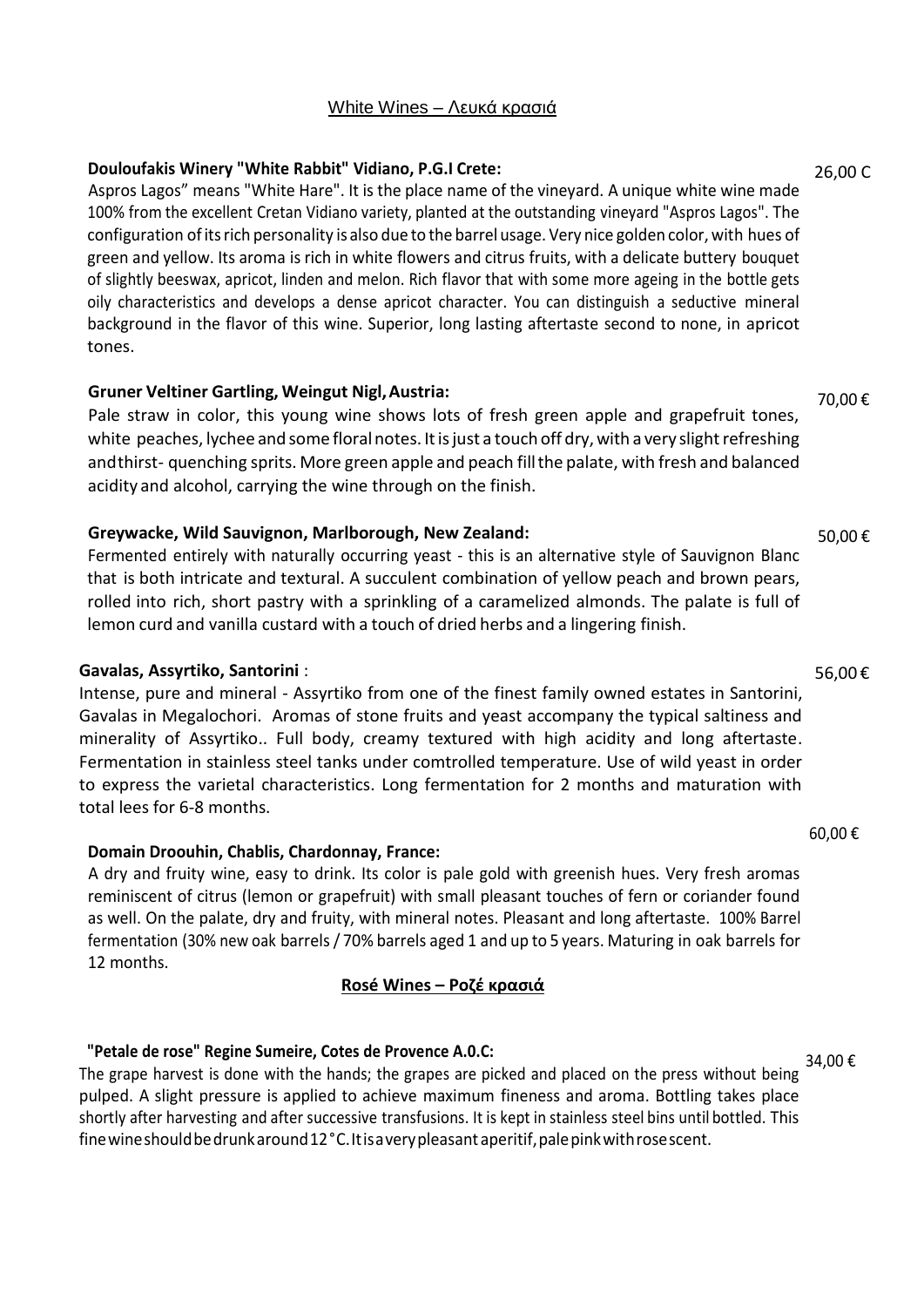## White Wines – Λευκά κρασιά

**Douloufakis Winery "White Rabbit" Vidiano, P.G.I Crete:** 26,00 C

Aspros Lagos" means "White Hare". It is the place name of the vineyard. A unique white wine made 100% from the excellent Cretan Vidiano variety, planted at the outstanding vineyard "Aspros Lagos". The configuration of its rich personality is also due to the barrel usage. Very nice golden color, with hues of green and yellow. Its aroma is rich in white flowers and citrus fruits, with a delicate buttery bouquet of slightly beeswax, apricot, linden and melon. Rich flavor that with some more ageing in the bottle gets oily characteristics and develops a dense apricot character. You can distinguish a seductive mineral background in the flavor of this wine. Superior, long lasting aftertaste second to none, in apricot tones.

**Gruner Veltiner Gartling, Weingut Nigl, Austria:** 70,00 €

Pale straw in color, this young wine shows lots of fresh green apple and grapefruit tones, white peaches, lychee and some floral notes. It is just a touch off dry, with a very slight refreshing andthirst- quenching sprits. More green apple and peach fill the palate, with fresh and balanced acidity and alcohol, carrying the wine through on the finish.

**Greywacke, Wild Sauvignon, Marlborough, New Zealand:** 50,00 €

Fermented entirely with naturally occurring yeast - this is an alternative style of Sauvignon Blanc that is both intricate and textural. A succulent combination of yellow peach and brown pears, rolled into rich, short pastry with a sprinkling of a caramelized almonds. The palate is full of lemon curd and vanilla custard with a touch of dried herbs and a lingering finish.

**Gavalas, Assyrtiko, Santorini** : 56,00 €

Intense, pure and mineral - Assyrtiko from one of the finest family owned estates in Santorini, Gavalas in Megalochori. Aromas of stone fruits and yeast accompany the typical saltiness and minerality of Assyrtiko.. Full body, creamy textured with high acidity and long aftertaste. Fermentation in stainless steel tanks under comtrolled temperature. Use of wild yeast in order to express the varietal characteristics. Long fermentation for 2 months and maturation with total lees for 6-8 months.

**Domain Droouhin, Chablis, Chardonnay, France:** 60,00 €

A dry and fruity wine, easy to drink. Its color is pale gold with greenish hues. Very fresh aromas reminiscent of citrus (lemon or grapefruit) with small pleasant touches of fern or coriander found as well. On the palate, dry and fruity, with mineral notes. Pleasant and long aftertaste. 100% Barrel fermentation (30% new oak barrels / 70% barrels aged 1 and up to 5 years. Maturing in oak barrels for 12 months.

## **Rosé Wines – Ροζέ κρασιά**

**"Petale de rose" Regine Sumeire, Cotes de Provence A.0.C:** 34,00 €

The grape harvest is done with the hands; the grapes are picked and placed on the press without being pulped. A slight pressure is applied to achieve maximum fineness and aroma. Bottling takes place shortly after harvesting and after successive transfusions. It is kept in stainless steel bins until bottled. This fine wine should be drunk around 12°C. It is a very pleasant aperitif, pale pink with rose scent.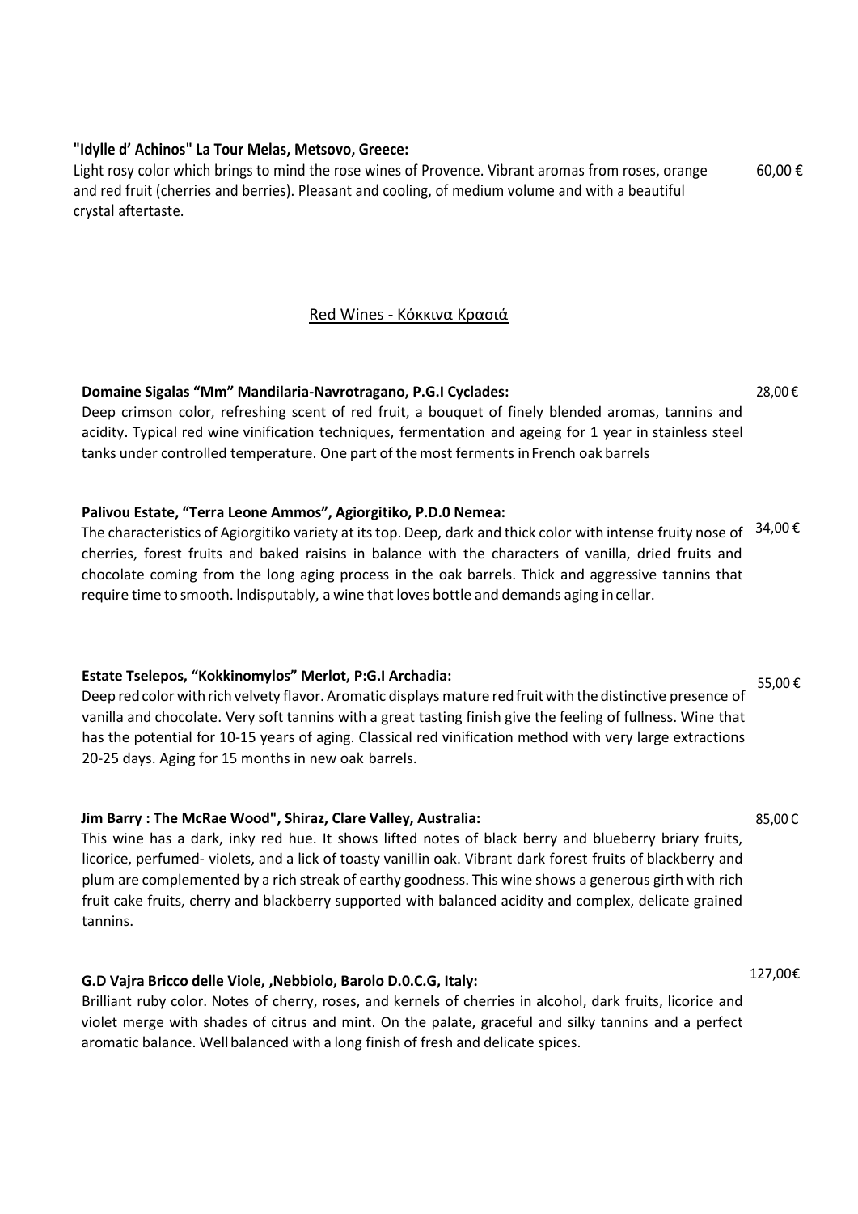**"Idylle d' Achinos" La Tour Melas, Metsovo, Greece:**

Light rosy color which brings to mind the rose wines of Provence. Vibrant aromas from roses, orange and red fruit (cherries and berries). Pleasant and cooling, of medium volume and with a beautiful crystal aftertaste.

60,00 €

## Red Wines - Κόκκινα Κρασιά

**Domaine Sigalas "Mm" Mandilaria-Navrotragano, P.G.I Cyclades:**

28,00 €

Deep crimson color, refreshing scent of red fruit, a bouquet of finely blended aromas, tannins and acidity. Typical red wine vinification techniques, fermentation and ageing for 1 year in stainless steel tanks under controlled temperature. One part of the most ferments in French oak barrels

**Palivou Estate, "Terra Leone Ammos", Agiorgitiko, P.D.0 Nemea:**

The characteristics of Agiorgitiko variety at its top. Deep, dark and thick color with intense fruity nose of cherries, forest fruits and baked raisins in balance with the characters of vanilla, dried fruits and chocolate coming from the long aging process in the oak barrels. Thick and aggressive tannins that require time to smooth. lndisputably, a wine that loves bottle and demands aging in cellar.

34,00 €

**Estate Tselepos, "Kokkinomylos" Merlot, P:G.I Archadia:**

Deep red color with rich velvety flavor. Aromatic displays mature red fruit with the distinctive presence of vanilla and chocolate. Very soft tannins with a great tasting finish give the feeling of fullness. Wine that has the potential for 10-15 years of aging. Classical red vinification method with very large extractions 20-25 days. Aging for 15 months in new oak barrels.

55,00 €

**Jim Barry : The McRae Wood", Shiraz, Clare Valley, Australia:**

85,00 C

This wine has a dark, inky red hue. It shows lifted notes of black berry and blueberry briary fruits, licorice, perfumed- violets, and a lick of toasty vanillin oak. Vibrant dark forest fruits of blackberry and plum are complemented by a rich streak of earthy goodness. This wine shows a generous girth with rich fruit cake fruits, cherry and blackberry supported with balanced acidity and complex, delicate grained tannins.

**G.D Vajra Bricco delle Viole, ,Nebbiolo, Barolo D.0.C.G, Italy:**

127,00€

Brilliant ruby color. Notes of cherry, roses, and kernels of cherries in alcohol, dark fruits, licorice and violet merge with shades of citrus and mint. On the palate, graceful and silky tannins and a perfect aromatic balance. Well balanced with a long finish of fresh and delicate spices.